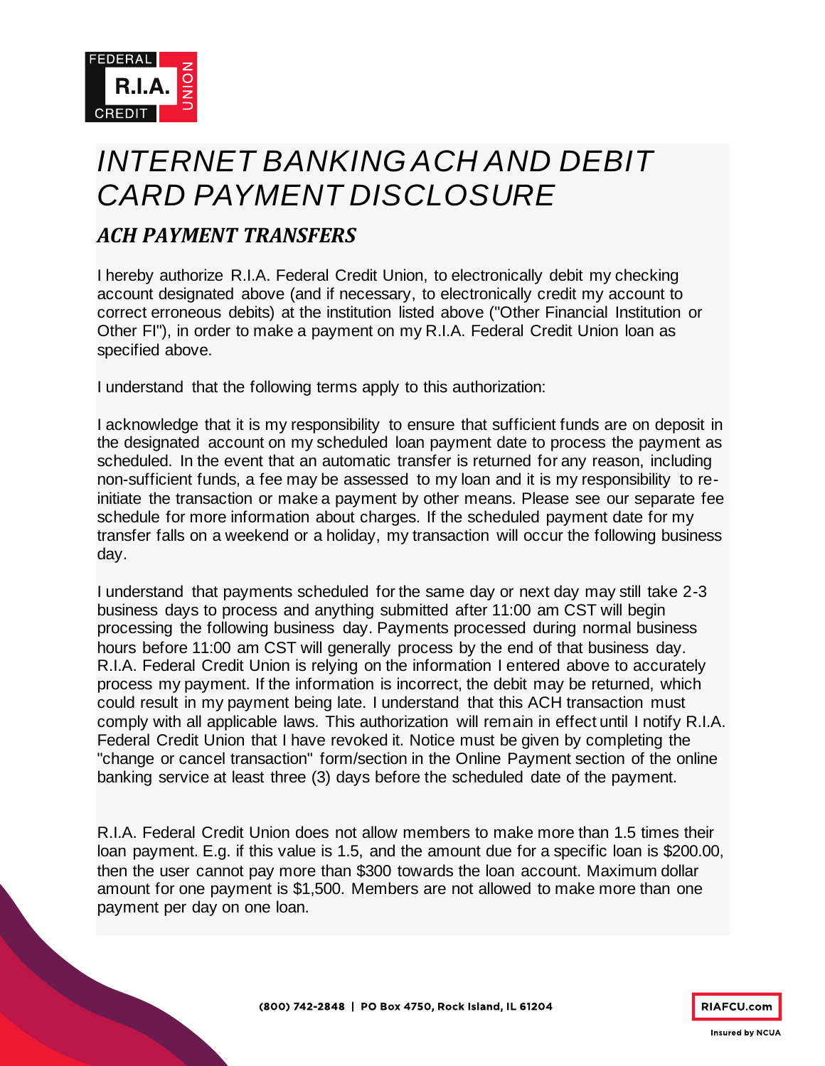# INTERNET BANKING ACH AND DEBIT CARD PAYMENT DISCLOSURE

## *ACH PAYMENT TRANSFERS*

I hereby authorize R.I.A. Federal Credit Union, to electronically debit my checking account designated above (and if necessary, to electronically credit my account to correct erroneous debits) at the institution listed above ("Other Financial Institution or Other FI"), in order to make a payment on my R.I.A. Federal Credit Union loan as specified above.

I understand that the following terms apply to this authorization:

I acknowledge that it is my responsibility to ensure that sufficient funds are on deposit in the designated account on my scheduled loan payment date to process the payment as scheduled. In the event that an automatic transfer is returned for any reason, including non-sufficient funds, a fee may be assessed to my loan and it is my responsibility to re-initiate the transaction or make a payment by other means. Please see our separate fee schedule for more information about charges. If the scheduled payment date for my transfer falls on a weekend or a holiday, my transaction will occur the following business day.

I understand that payments scheduled for the same day or next day may still take 2-3 business days to process and anything submitted after 11:00 am CST will begin processing the following business day. Payments processed during normal business hours before 11:00 am CST will generally process by the end of that business day. R.I.A. Federal Credit Union is relying on the information I entered above to accurately process my payment. If the information is incorrect, the debit may be returned, which could result in my payment being late. I understand that this ACH transaction must comply with all applicable laws. This authorization will remain in effect until I notify R.I.A. Federal Credit Union that I have revoked it. Notice must be given by completing the "change or cancel transaction" form/section in the Online Payment section of the online banking service at least three (3) days before the scheduled date of the payment.

R.I.A. Federal Credit Union does not allow members to make more than 1.5 times their loan payment. E.g. if this value is 1.5, and the amount due for a specific loan is $200.00, then the user cannot pay more than $300 towards the loan account. Maximum dollar amount for one payment is $1,500. Members are not allowed to make more than one payment per day on one loan.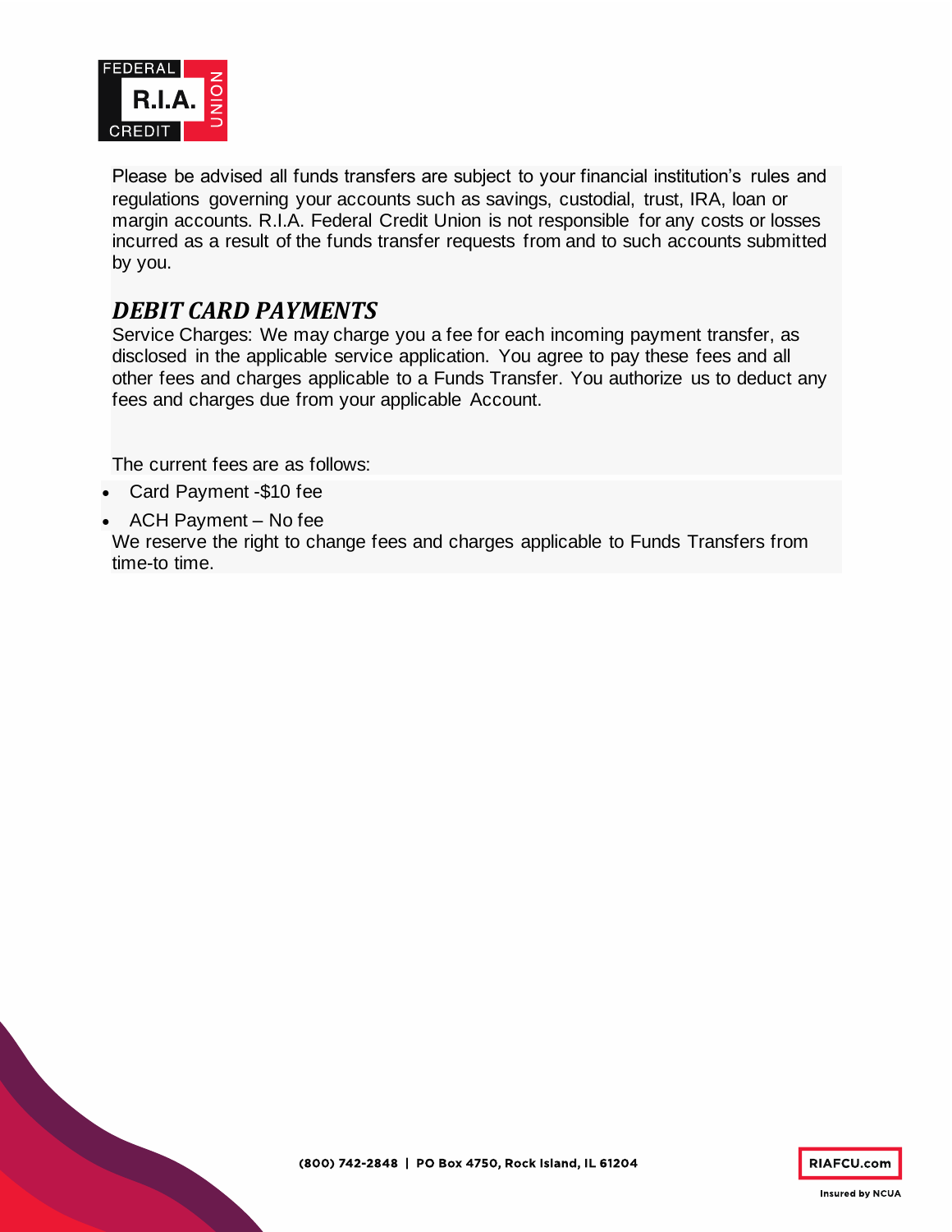Please be advised all funds transfers are subject to your financial institution's rules and regulations governing your accounts such as savings, custodial, trust, IRA, loan or margin accounts. R.I.A. Federal Credit Union is not responsible for any costs or losses incurred as a result of the funds transfer requests from and to such accounts submitted by you.

## *DEBIT CARD PAYMENTS*

Service Charges: We may charge you a fee for each incoming payment transfer, as disclosed in the applicable service application. You agree to pay these fees and all other fees and charges applicable to a Funds Transfer. You authorize us to deduct any fees and charges due from your applicable Account.

The current fees are as follows:

- Card Payment -$10 fee
- ACH Payment – No fee

We reserve the right to change fees and charges applicable to Funds Transfers from time-to time.